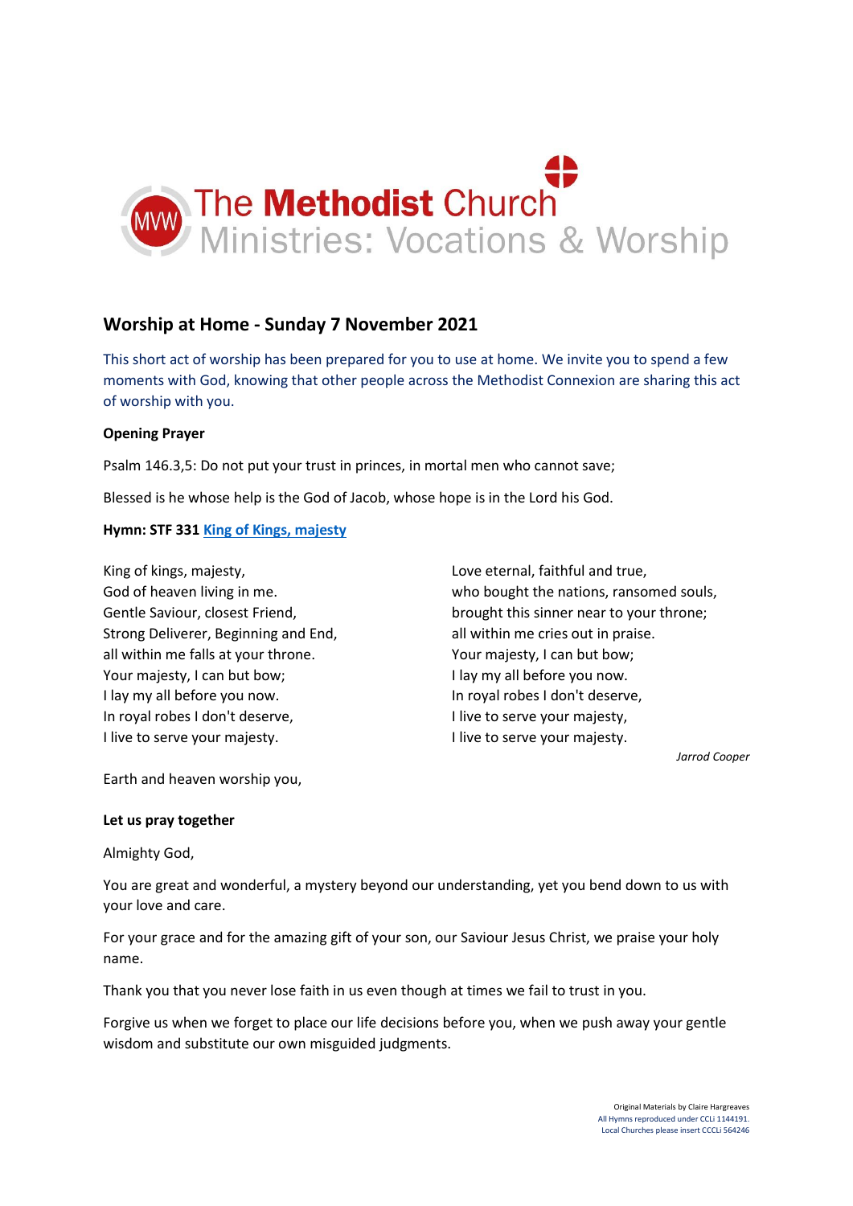The Methodist Church
Ministries: Vocations & Worship

## Worship at Home - Sunday 7 November 2021

This short act of worship has been prepared for you to use at home. We invite you to spend a few moments with God, knowing that other people across the Methodist Connexion are sharing this act of worship with you.

**Opening Prayer**

Psalm 146.3,5: Do not put your trust in princes, in mortal men who cannot save;

Blessed is he whose help is the God of Jacob, whose hope is in the Lord his God.

**Hymn: STF 331 King of Kings, majesty**

King of kings, majesty,
God of heaven living in me.
Gentle Saviour, closest Friend,
Strong Deliverer, Beginning and End,
all within me falls at your throne.
Your majesty, I can but bow;
I lay my all before you now.
In royal robes I don't deserve,
I live to serve your majesty.

Earth and heaven worship you,

Love eternal, faithful and true,
who bought the nations, ransomed souls,
brought this sinner near to your throne;
all within me cries out in praise.
Your majesty, I can but bow;
I lay my all before you now.
In royal robes I don't deserve,
I live to serve your majesty,
I live to serve your majesty.

*Jarrod Cooper*

**Let us pray together**

Almighty God,

You are great and wonderful, a mystery beyond our understanding, yet you bend down to us with your love and care.

For your grace and for the amazing gift of your son, our Saviour Jesus Christ, we praise your holy name.

Thank you that you never lose faith in us even though at times we fail to trust in you.

Forgive us when we forget to place our life decisions before you, when we push away your gentle wisdom and substitute our own misguided judgments.

Original Materials by Claire Hargreaves
All Hymns reproduced under CCLi 1144191.
Local Churches please insert CCCLi 564246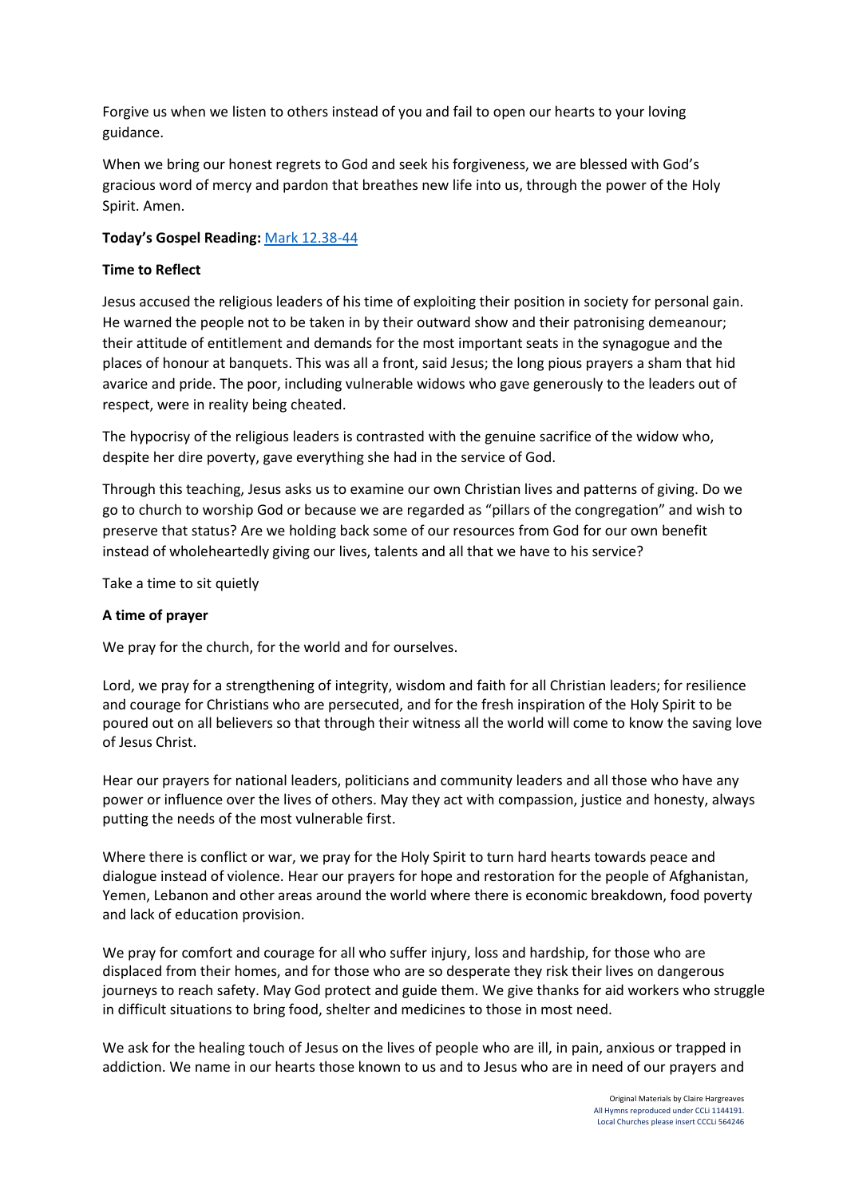Forgive us when we listen to others instead of you and fail to open our hearts to your loving guidance.

When we bring our honest regrets to God and seek his forgiveness, we are blessed with God's gracious word of mercy and pardon that breathes new life into us, through the power of the Holy Spirit. Amen.

**Today's Gospel Reading:** [Mark 12.38-44]

**Time to Reflect**

Jesus accused the religious leaders of his time of exploiting their position in society for personal gain. He warned the people not to be taken in by their outward show and their patronising demeanour; their attitude of entitlement and demands for the most important seats in the synagogue and the places of honour at banquets. This was all a front, said Jesus; the long pious prayers a sham that hid avarice and pride. The poor, including vulnerable widows who gave generously to the leaders out of respect, were in reality being cheated.

The hypocrisy of the religious leaders is contrasted with the genuine sacrifice of the widow who, despite her dire poverty, gave everything she had in the service of God.

Through this teaching, Jesus asks us to examine our own Christian lives and patterns of giving. Do we go to church to worship God or because we are regarded as "pillars of the congregation" and wish to preserve that status? Are we holding back some of our resources from God for our own benefit instead of wholeheartedly giving our lives, talents and all that we have to his service?

Take a time to sit quietly

**A time of prayer**

We pray for the church, for the world and for ourselves.

Lord, we pray for a strengthening of integrity, wisdom and faith for all Christian leaders; for resilience and courage for Christians who are persecuted, and for the fresh inspiration of the Holy Spirit to be poured out on all believers so that through their witness all the world will come to know the saving love of Jesus Christ.

Hear our prayers for national leaders, politicians and community leaders and all those who have any power or influence over the lives of others. May they act with compassion, justice and honesty, always putting the needs of the most vulnerable first.

Where there is conflict or war, we pray for the Holy Spirit to turn hard hearts towards peace and dialogue instead of violence. Hear our prayers for hope and restoration for the people of Afghanistan, Yemen, Lebanon and other areas around the world where there is economic breakdown, food poverty and lack of education provision.

We pray for comfort and courage for all who suffer injury, loss and hardship, for those who are displaced from their homes, and for those who are so desperate they risk their lives on dangerous journeys to reach safety. May God protect and guide them. We give thanks for aid workers who struggle in difficult situations to bring food, shelter and medicines to those in most need.

We ask for the healing touch of Jesus on the lives of people who are ill, in pain, anxious or trapped in addiction. We name in our hearts those known to us and to Jesus who are in need of our prayers and

Original Materials by Claire Hargreaves
All Hymns reproduced under CCLi 1144191.
Local Churches please insert CCCLi 564246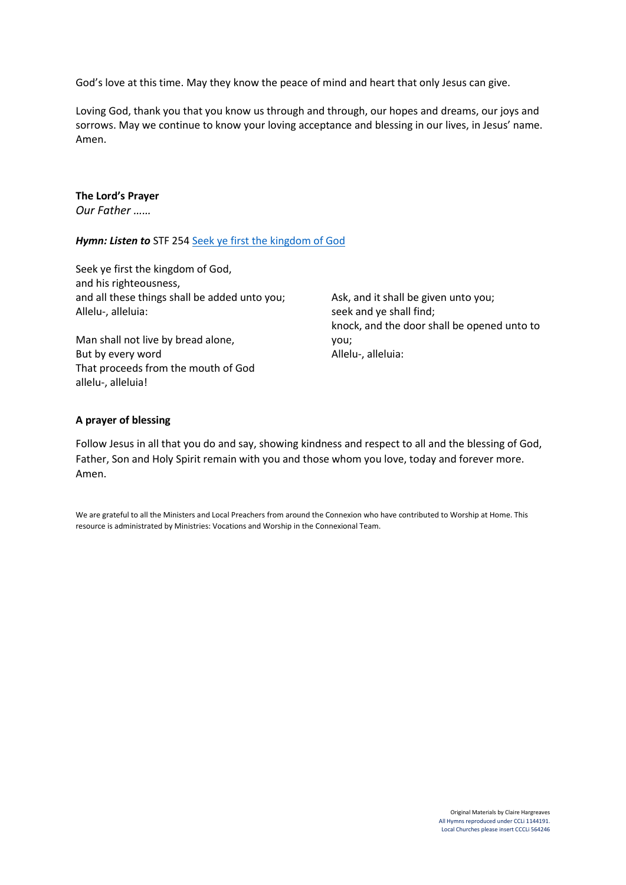God's love at this time. May they know the peace of mind and heart that only Jesus can give.

Loving God, thank you that you know us through and through, our hopes and dreams, our joys and sorrows. May we continue to know your loving acceptance and blessing in our lives, in Jesus' name. Amen.

**The Lord's Prayer**
*Our Father ……*

***Hymn: Listen to*** STF 254 [Seek ye first the kingdom of God]

Seek ye first the kingdom of God,
and his righteousness,
and all these things shall be added unto you;
Allelu-, alleluia:

Man shall not live by bread alone,
But by every word
That proceeds from the mouth of God
allelu-, alleluia!

Ask, and it shall be given unto you;
seek and ye shall find;
knock, and the door shall be opened unto to you;
Allelu-, alleluia:

**A prayer of blessing**

Follow Jesus in all that you do and say, showing kindness and respect to all and the blessing of God, Father, Son and Holy Spirit remain with you and those whom you love, today and forever more. Amen.

We are grateful to all the Ministers and Local Preachers from around the Connexion who have contributed to Worship at Home. This resource is administrated by Ministries: Vocations and Worship in the Connexional Team.

Original Materials by Claire Hargreaves
All Hymns reproduced under CCLi 1144191.
Local Churches please insert CCCLi 564246